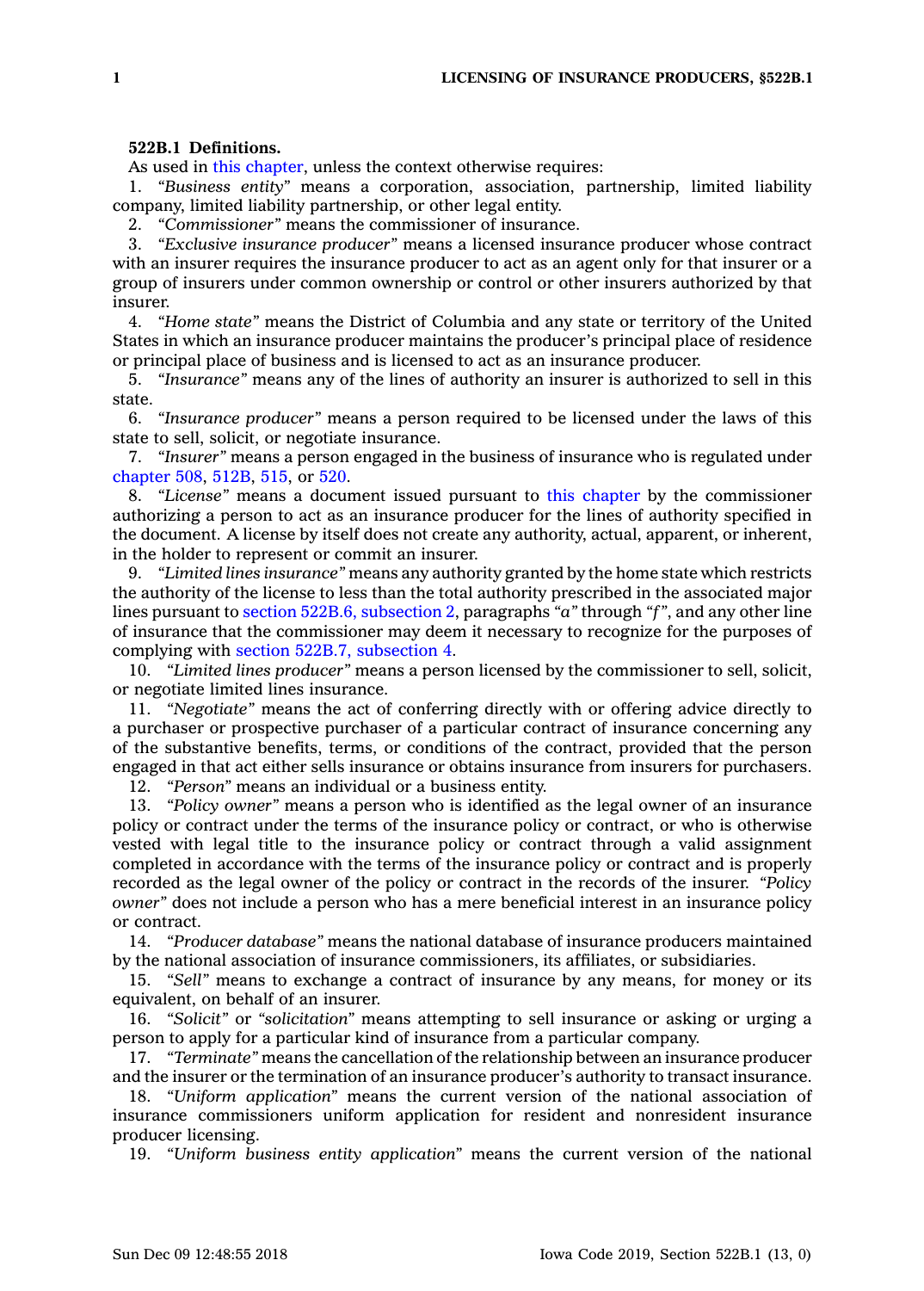**522B.1 Definitions.**

As used in this chapter, unless the context otherwise requires:

1. *"Business entity"* means a corporation, association, partnership, limited liability company, limited liability partnership, or other legal entity.

2. *"Commissioner"* means the commissioner of insurance.

3. *"Exclusive insurance producer"* means a licensed insurance producer whose contract with an insurer requires the insurance producer to act as an agent only for that insurer or a group of insurers under common ownership or control or other insurers authorized by that insurer.

4. *"Home state"* means the District of Columbia and any state or territory of the United States in which an insurance producer maintains the producer's principal place of residence or principal place of business and is licensed to act as an insurance producer.

5. *"Insurance"* means any of the lines of authority an insurer is authorized to sell in this state.

6. *"Insurance producer"* means a person required to be licensed under the laws of this state to sell, solicit, or negotiate insurance.

7. *"Insurer"* means a person engaged in the business of insurance who is regulated under chapter 508, 512B, 515, or 520.

8. *"License"* means a document issued pursuant to this chapter by the commissioner authorizing a person to act as an insurance producer for the lines of authority specified in the document. A license by itself does not create any authority, actual, apparent, or inherent, in the holder to represent or commit an insurer.

9. *"Limited lines insurance"* means any authority granted by the home state which restricts the authority of the license to less than the total authority prescribed in the associated major lines pursuant to section 522B.6, subsection 2, paragraphs *"a"* through *"f"*, and any other line of insurance that the commissioner may deem it necessary to recognize for the purposes of complying with section 522B.7, subsection 4.

10. *"Limited lines producer"* means a person licensed by the commissioner to sell, solicit, or negotiate limited lines insurance.

11. *"Negotiate"* means the act of conferring directly with or offering advice directly to a purchaser or prospective purchaser of a particular contract of insurance concerning any of the substantive benefits, terms, or conditions of the contract, provided that the person engaged in that act either sells insurance or obtains insurance from insurers for purchasers.

12. *"Person"* means an individual or a business entity.

13. *"Policy owner"* means a person who is identified as the legal owner of an insurance policy or contract under the terms of the insurance policy or contract, or who is otherwise vested with legal title to the insurance policy or contract through a valid assignment completed in accordance with the terms of the insurance policy or contract and is properly recorded as the legal owner of the policy or contract in the records of the insurer. *"Policy owner"* does not include a person who has a mere beneficial interest in an insurance policy or contract.

14. *"Producer database"* means the national database of insurance producers maintained by the national association of insurance commissioners, its affiliates, or subsidiaries.

15. *"Sell"* means to exchange a contract of insurance by any means, for money or its equivalent, on behalf of an insurer.

16. *"Solicit"* or *"solicitation"* means attempting to sell insurance or asking or urging a person to apply for a particular kind of insurance from a particular company.

17. *"Terminate"* means the cancellation of the relationship between an insurance producer and the insurer or the termination of an insurance producer's authority to transact insurance.

18. *"Uniform application"* means the current version of the national association of insurance commissioners uniform application for resident and nonresident insurance producer licensing.

19. *"Uniform business entity application"* means the current version of the national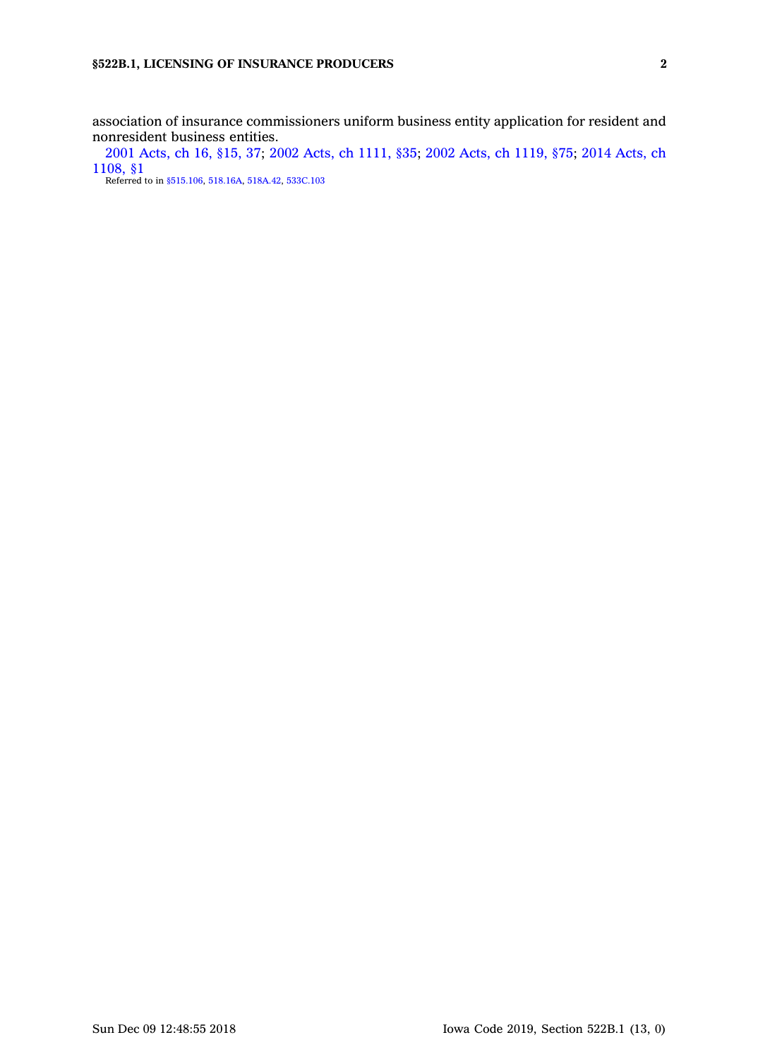association of insurance commissioners uniform business entity application for resident and nonresident business entities.

2001 Acts, ch 16, §15, 37; 2002 Acts, ch 1111, §35; 2002 Acts, ch 1119, §75; 2014 Acts, ch 1108, §1

Referred to in §515.106, 518.16A, 518A.42, 533C.103